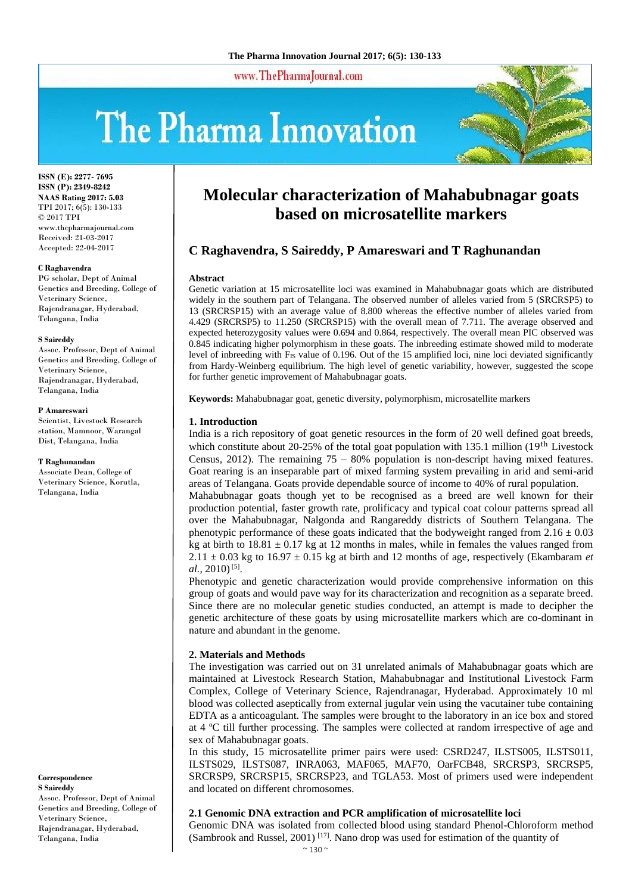# Molecular characterization of Mahabubnagar goats based on microsatellite markers

## C Raghavendra, S Saireddy, P Amareswari and T Raghunandan

ISSN (E): 2277- 7695
ISSN (P): 2349-8242
NAAS Rating 2017: 5.03
TPI 2017; 6(5): 130-133
© 2017 TPI
www.thepharmajournal.com
Received: 21-03-2017
Accepted: 22-04-2017

**C Raghavendra**
PG scholar, Dept of Animal Genetics and Breeding, College of Veterinary Science, Rajendranagar, Hyderabad, Telangana, India

**S Saireddy**
Assoc. Professor, Dept of Animal Genetics and Breeding, College of Veterinary Science, Rajendranagar, Hyderabad, Telangana, India

**P Amareswari**
Scientist, Livestock Research station, Mamnoor, Warangal Dist, Telangana, India

**T Raghunandan**
Associate Dean, College of Veterinary Science, Korutla, Telangana, India

**Correspondence**
**S Saireddy**
Assoc. Professor, Dept of Animal Genetics and Breeding, College of Veterinary Science, Rajendranagar, Hyderabad, Telangana, India

**Abstract**

Genetic variation at 15 microsatellite loci was examined in Mahabubnagar goats which are distributed widely in the southern part of Telangana. The observed number of alleles varied from 5 (SRCRSP5) to 13 (SRCRSP15) with an average value of 8.800 whereas the effective number of alleles varied from 4.429 (SRCRSP5) to 11.250 (SRCRSP15) with the overall mean of 7.711. The average observed and expected heterozygosity values were 0.694 and 0.864, respectively. The overall mean PIC observed was 0.845 indicating higher polymorphism in these goats. The inbreeding estimate showed mild to moderate level of inbreeding with $F_{IS}$ value of 0.196. Out of the 15 amplified loci, nine loci deviated significantly from Hardy-Weinberg equilibrium. The high level of genetic variability, however, suggested the scope for further genetic improvement of Mahabubnagar goats.

**Keywords:** Mahabubnagar goat, genetic diversity, polymorphism, microsatellite markers

### 1. Introduction

India is a rich repository of goat genetic resources in the form of 20 well defined goat breeds, which constitute about 20-25% of the total goat population with 135.1 million (19$^{th}$ Livestock Census, 2012). The remaining 75 – 80% population is non-descript having mixed features. Goat rearing is an inseparable part of mixed farming system prevailing in arid and semi-arid areas of Telangana. Goats provide dependable source of income to 40% of rural population.

Mahabubnagar goats though yet to be recognised as a breed are well known for their production potential, faster growth rate, prolificacy and typical coat colour patterns spread all over the Mahabubnagar, Nalgonda and Rangareddy districts of Southern Telangana. The phenotypic performance of these goats indicated that the bodyweight ranged from 2.16 ± 0.03 kg at birth to 18.81 ± 0.17 kg at 12 months in males, while in females the values ranged from 2.11 ± 0.03 kg to 16.97 ± 0.15 kg at birth and 12 months of age, respectively (Ekambaram *et al.,* 2010) [5].

Phenotypic and genetic characterization would provide comprehensive information on this group of goats and would pave way for its characterization and recognition as a separate breed. Since there are no molecular genetic studies conducted, an attempt is made to decipher the genetic architecture of these goats by using microsatellite markers which are co-dominant in nature and abundant in the genome.

### 2. Materials and Methods

The investigation was carried out on 31 unrelated animals of Mahabubnagar goats which are maintained at Livestock Research Station, Mahabubnagar and Institutional Livestock Farm Complex, College of Veterinary Science, Rajendranagar, Hyderabad. Approximately 10 ml blood was collected aseptically from external jugular vein using the vacutainer tube containing EDTA as a anticoagulant. The samples were brought to the laboratory in an ice box and stored at 4 ºC till further processing. The samples were collected at random irrespective of age and sex of Mahabubnagar goats.

In this study, 15 microsatellite primer pairs were used: CSRD247, ILSTS005, ILSTS011, ILSTS029, ILSTS087, INRA063, MAF065, MAF70, OarFCB48, SRCRSP3, SRCRSP5, SRCRSP9, SRCRSP15, SRCRSP23, and TGLA53. Most of primers used were independent and located on different chromosomes.

#### 2.1 Genomic DNA extraction and PCR amplification of microsatellite loci

Genomic DNA was isolated from collected blood using standard Phenol-Chloroform method (Sambrook and Russel, 2001) [17]. Nano drop was used for estimation of the quantity of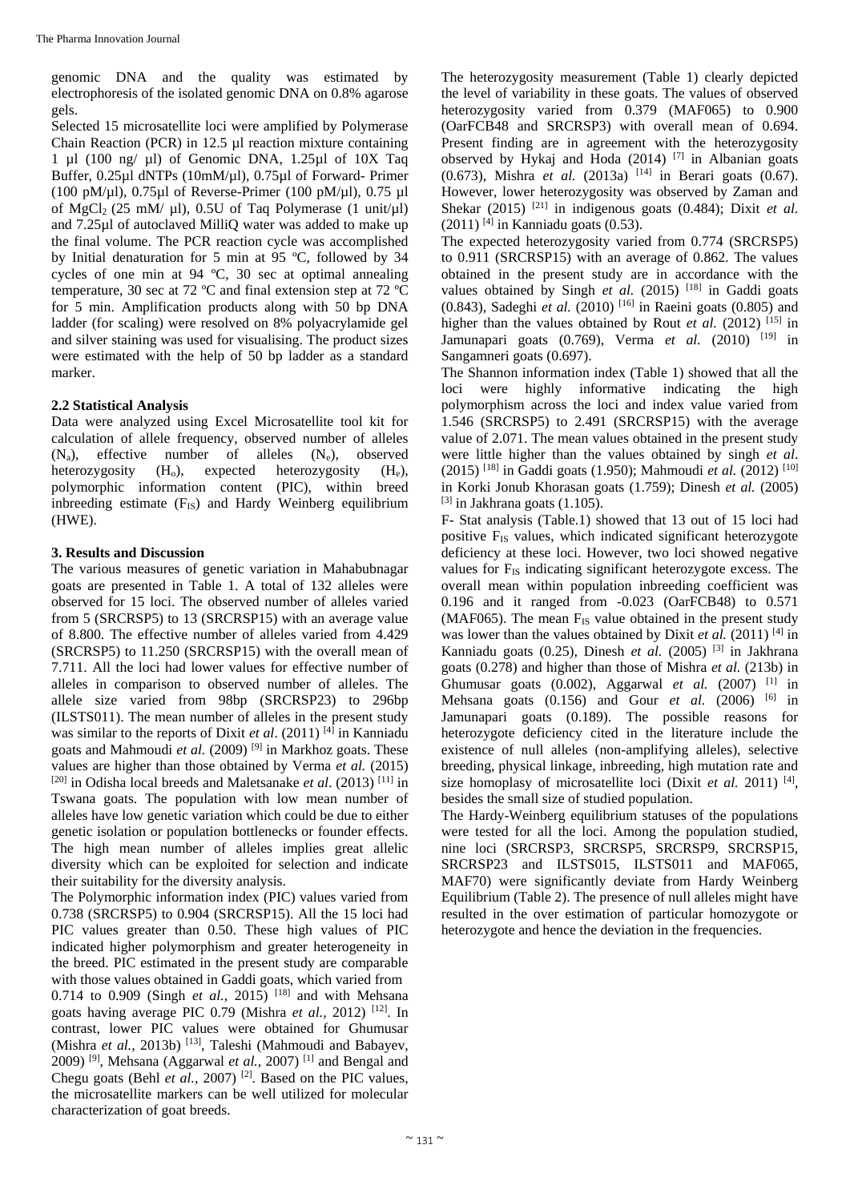genomic DNA and the quality was estimated by electrophoresis of the isolated genomic DNA on 0.8% agarose gels.

Selected 15 microsatellite loci were amplified by Polymerase Chain Reaction (PCR) in 12.5 µl reaction mixture containing 1 µl (100 ng/ µl) of Genomic DNA, 1.25µl of 10X Taq Buffer, 0.25µl dNTPs (10mM/µl), 0.75µl of Forward- Primer (100 pM/µl), 0.75µl of Reverse-Primer (100 pM/µl), 0.75 µl of $MgCl_2$ (25 mM/ µl), 0.5U of Taq Polymerase (1 unit/µl) and 7.25µl of autoclaved MilliQ water was added to make up the final volume. The PCR reaction cycle was accomplished by Initial denaturation for 5 min at 95 ºC, followed by 34 cycles of one min at 94 ºC, 30 sec at optimal annealing temperature, 30 sec at 72 ºC and final extension step at 72 ºC for 5 min. Amplification products along with 50 bp DNA ladder (for scaling) were resolved on 8% polyacrylamide gel and silver staining was used for visualising. The product sizes were estimated with the help of 50 bp ladder as a standard marker.

### 2.2 Statistical Analysis

Data were analyzed using Excel Microsatellite tool kit for calculation of allele frequency, observed number of alleles ($N_a$), effective number of alleles ($N_e$), observed heterozygosity ($H_o$), expected heterozygosity ($H_e$), polymorphic information content (PIC), within breed inbreeding estimate ($F_{IS}$) and Hardy Weinberg equilibrium (HWE).

## 3. Results and Discussion

The various measures of genetic variation in Mahabubnagar goats are presented in Table 1. A total of 132 alleles were observed for 15 loci. The observed number of alleles varied from 5 (SRCRSP5) to 13 (SRCRSP15) with an average value of 8.800. The effective number of alleles varied from 4.429 (SRCRSP5) to 11.250 (SRCRSP15) with the overall mean of 7.711. All the loci had lower values for effective number of alleles in comparison to observed number of alleles. The allele size varied from 98bp (SRCRSP23) to 296bp (ILSTS011). The mean number of alleles in the present study was similar to the reports of Dixit *et al*. (2011) [4] in Kanniadu goats and Mahmoudi *et al.* (2009) [9] in Markhoz goats. These values are higher than those obtained by Verma *et al.* (2015) [20] in Odisha local breeds and Maletsanake *et al*. (2013) [11] in Tswana goats. The population with low mean number of alleles have low genetic variation which could be due to either genetic isolation or population bottlenecks or founder effects. The high mean number of alleles implies great allelic diversity which can be exploited for selection and indicate their suitability for the diversity analysis.

The Polymorphic information index (PIC) values varied from 0.738 (SRCRSP5) to 0.904 (SRCRSP15). All the 15 loci had PIC values greater than 0.50. These high values of PIC indicated higher polymorphism and greater heterogeneity in the breed. PIC estimated in the present study are comparable with those values obtained in Gaddi goats, which varied from 0.714 to 0.909 (Singh *et al.*, 2015) [18] and with Mehsana goats having average PIC 0.79 (Mishra *et al.*, 2012) [12]. In contrast, lower PIC values were obtained for Ghumusar (Mishra *et al.*, 2013b) [13], Taleshi (Mahmoudi and Babayev, 2009) [9], Mehsana (Aggarwal *et al.*, 2007) [1] and Bengal and Chegu goats (Behl *et al.*, 2007) [2]. Based on the PIC values, the microsatellite markers can be well utilized for molecular characterization of goat breeds.

The heterozygosity measurement (Table 1) clearly depicted the level of variability in these goats. The values of observed heterozygosity varied from 0.379 (MAF065) to 0.900 (OarFCB48 and SRCRSP3) with overall mean of 0.694. Present finding are in agreement with the heterozygosity observed by Hykaj and Hoda (2014) [7] in Albanian goats (0.673), Mishra *et al.* (2013a) [14] in Berari goats (0.67). However, lower heterozygosity was observed by Zaman and Shekar (2015) [21] in indigenous goats (0.484); Dixit *et al.* (2011) [4] in Kanniadu goats (0.53).

The expected heterozygosity varied from 0.774 (SRCRSP5) to 0.911 (SRCRSP15) with an average of 0.862. The values obtained in the present study are in accordance with the values obtained by Singh *et al.* (2015) [18] in Gaddi goats (0.843), Sadeghi *et al.* (2010) [16] in Raeini goats (0.805) and higher than the values obtained by Rout *et al.* (2012) [15] in Jamunapari goats (0.769), Verma *et al.* (2010) [19] in Sangamneri goats (0.697).

The Shannon information index (Table 1) showed that all the loci were highly informative indicating the high polymorphism across the loci and index value varied from 1.546 (SRCRSP5) to 2.491 (SRCRSP15) with the average value of 2.071. The mean values obtained in the present study were little higher than the values obtained by singh *et al*. (2015) [18] in Gaddi goats (1.950); Mahmoudi *et al.* (2012) [10] in Korki Jonub Khorasan goats (1.759); Dinesh *et al.* (2005) [3] in Jakhrana goats (1.105).

F- Stat analysis (Table.1) showed that 13 out of 15 loci had positive $F_{IS}$ values, which indicated significant heterozygote deficiency at these loci. However, two loci showed negative values for $F_{IS}$ indicating significant heterozygote excess. The overall mean within population inbreeding coefficient was 0.196 and it ranged from -0.023 (OarFCB48) to 0.571 (MAF065). The mean $F_{IS}$ value obtained in the present study was lower than the values obtained by Dixit *et al.* (2011) [4] in Kanniadu goats (0.25), Dinesh *et al.* (2005) [3] in Jakhrana goats (0.278) and higher than those of Mishra *et al.* (213b) in Ghumusar goats (0.002), Aggarwal *et al.* (2007) [1] in Mehsana goats (0.156) and Gour *et al.* (2006) [6] in Jamunapari goats (0.189). The possible reasons for heterozygote deficiency cited in the literature include the existence of null alleles (non-amplifying alleles), selective breeding, physical linkage, inbreeding, high mutation rate and size homoplasy of microsatellite loci (Dixit *et al.* 2011) [4], besides the small size of studied population.

The Hardy-Weinberg equilibrium statuses of the populations were tested for all the loci. Among the population studied, nine loci (SRCRSP3, SRCRSP5, SRCRSP9, SRCRSP15, SRCRSP23 and ILSTS015, ILSTS011 and MAF065, MAF70) were significantly deviate from Hardy Weinberg Equilibrium (Table 2). The presence of null alleles might have resulted in the over estimation of particular homozygote or heterozygote and hence the deviation in the frequencies.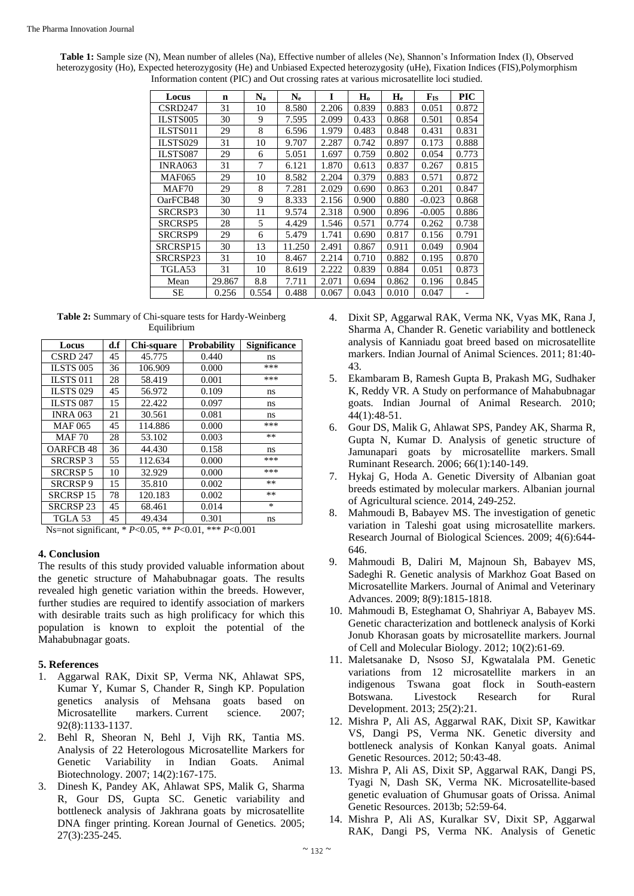**Table 1:** Sample size (N), Mean number of alleles (Na), Effective number of alleles (Ne), Shannon's Information Index (I), Observed heterozygosity (Ho), Expected heterozygosity (He) and Unbiased Expected heterozygosity (uHe), Fixation Indices (FIS),Polymorphism Information content (PIC) and Out crossing rates at various microsatellite loci studied.

| Locus | n | $N_a$ | $N_e$ | I | $H_o$ | $H_e$ | $F_{IS}$ | PIC |
|---|---|---|---|---|---|---|---|---|
| CSRD247 | 31 | 10 | 8.580 | 2.206 | 0.839 | 0.883 | 0.051 | 0.872 |
| ILSTS005 | 30 | 9 | 7.595 | 2.099 | 0.433 | 0.868 | 0.501 | 0.854 |
| ILSTS011 | 29 | 8 | 6.596 | 1.979 | 0.483 | 0.848 | 0.431 | 0.831 |
| ILSTS029 | 31 | 10 | 9.707 | 2.287 | 0.742 | 0.897 | 0.173 | 0.888 |
| ILSTS087 | 29 | 6 | 5.051 | 1.697 | 0.759 | 0.802 | 0.054 | 0.773 |
| INRA063 | 31 | 7 | 6.121 | 1.870 | 0.613 | 0.837 | 0.267 | 0.815 |
| MAF065 | 29 | 10 | 8.582 | 2.204 | 0.379 | 0.883 | 0.571 | 0.872 |
| MAF70 | 29 | 8 | 7.281 | 2.029 | 0.690 | 0.863 | 0.201 | 0.847 |
| OarFCB48 | 30 | 9 | 8.333 | 2.156 | 0.900 | 0.880 | -0.023 | 0.868 |
| SRCRSP3 | 30 | 11 | 9.574 | 2.318 | 0.900 | 0.896 | -0.005 | 0.886 |
| SRCRSP5 | 28 | 5 | 4.429 | 1.546 | 0.571 | 0.774 | 0.262 | 0.738 |
| SRCRSP9 | 29 | 6 | 5.479 | 1.741 | 0.690 | 0.817 | 0.156 | 0.791 |
| SRCRSP15 | 30 | 13 | 11.250 | 2.491 | 0.867 | 0.911 | 0.049 | 0.904 |
| SRCRSP23 | 31 | 10 | 8.467 | 2.214 | 0.710 | 0.882 | 0.195 | 0.870 |
| TGLA53 | 31 | 10 | 8.619 | 2.222 | 0.839 | 0.884 | 0.051 | 0.873 |
| Mean | 29.867 | 8.8 | 7.711 | 2.071 | 0.694 | 0.862 | 0.196 | 0.845 |
| SE | 0.256 | 0.554 | 0.488 | 0.067 | 0.043 | 0.010 | 0.047 | - |

**Table 2:** Summary of Chi-square tests for Hardy-Weinberg Equilibrium

| Locus | d.f | Chi-square | Probability | Significance |
|---|---|---|---|---|
| CSRD 247 | 45 | 45.775 | 0.440 | ns |
| ILSTS 005 | 36 | 106.909 | 0.000 | *** |
| ILSTS 011 | 28 | 58.419 | 0.001 | *** |
| ILSTS 029 | 45 | 56.972 | 0.109 | ns |
| ILSTS 087 | 15 | 22.422 | 0.097 | ns |
| INRA 063 | 21 | 30.561 | 0.081 | ns |
| MAF 065 | 45 | 114.886 | 0.000 | *** |
| MAF 70 | 28 | 53.102 | 0.003 | ** |
| OARFCB 48 | 36 | 44.430 | 0.158 | ns |
| SRCRSP 3 | 55 | 112.634 | 0.000 | *** |
| SRCRSP 5 | 10 | 32.929 | 0.000 | *** |
| SRCRSP 9 | 15 | 35.810 | 0.002 | ** |
| SRCRSP 15 | 78 | 120.183 | 0.002 | ** |
| SRCRSP 23 | 45 | 68.461 | 0.014 | * |
| TGLA 53 | 45 | 49.434 | 0.301 | ns |

Ns=not significant, * $P<0.05$, ** $P<0.01$, *** $P<0.001$

## 4. Conclusion

The results of this study provided valuable information about the genetic structure of Mahabubnagar goats. The results revealed high genetic variation within the breeds. However, further studies are required to identify association of markers with desirable traits such as high prolificacy for which this population is known to exploit the potential of the Mahabubnagar goats.

## 5. References

1. Aggarwal RAK, Dixit SP, Verma NK, Ahlawat SPS, Kumar Y, Kumar S, Chander R, Singh KP. Population genetics analysis of Mehsana goats based on Microsatellite markers. Current science. 2007; 92(8):1133-1137.
2. Behl R, Sheoran N, Behl J, Vijh RK, Tantia MS. Analysis of 22 Heterologous Microsatellite Markers for Genetic Variability in Indian Goats. Animal Biotechnology. 2007; 14(2):167-175.
3. Dinesh K, Pandey AK, Ahlawat SPS, Malik G, Sharma R, Gour DS, Gupta SC. Genetic variability and bottleneck analysis of Jakhrana goats by microsatellite DNA finger printing. Korean Journal of Genetics. 2005; 27(3):235-245.
4. Dixit SP, Aggarwal RAK, Verma NK, Vyas MK, Rana J, Sharma A, Chander R. Genetic variability and bottleneck analysis of Kanniadu goat breed based on microsatellite markers. Indian Journal of Animal Sciences. 2011; 81:40-43.
5. Ekambaram B, Ramesh Gupta B, Prakash MG, Sudhaker K, Reddy VR. A Study on performance of Mahabubnagar goats. Indian Journal of Animal Research. 2010; 44(1):48-51.
6. Gour DS, Malik G, Ahlawat SPS, Pandey AK, Sharma R, Gupta N, Kumar D. Analysis of genetic structure of Jamunapari goats by microsatellite markers. Small Ruminant Research. 2006; 66(1):140-149.
7. Hykaj G, Hoda A. Genetic Diversity of Albanian goat breeds estimated by molecular markers. Albanian journal of Agricultural science. 2014, 249-252.
8. Mahmoudi B, Babayev MS. The investigation of genetic variation in Taleshi goat using microsatellite markers. Research Journal of Biological Sciences. 2009; 4(6):644-646.
9. Mahmoudi B, Daliri M, Majnoun Sh, Babayev MS, Sadeghi R. Genetic analysis of Markhoz Goat Based on Microsatellite Markers. Journal of Animal and Veterinary Advances. 2009; 8(9):1815-1818.
10. Mahmoudi B, Esteghamat O, Shahriyar A, Babayev MS. Genetic characterization and bottleneck analysis of Korki Jonub Khorasan goats by microsatellite markers. Journal of Cell and Molecular Biology. 2012; 10(2):61-69.
11. Maletsanake D, Nsoso SJ, Kgwatalala PM. Genetic variations from 12 microsatellite markers in an indigenous Tswana goat flock in South-eastern Botswana. Livestock Research for Rural Development. 2013; 25(2):21.
12. Mishra P, Ali AS, Aggarwal RAK, Dixit SP, Kawitkar VS, Dangi PS, Verma NK. Genetic diversity and bottleneck analysis of Konkan Kanyal goats. Animal Genetic Resources. 2012; 50:43-48.
13. Mishra P, Ali AS, Dixit SP, Aggarwal RAK, Dangi PS, Tyagi N, Dash SK, Verma NK. Microsatellite-based genetic evaluation of Ghumusar goats of Orissa. Animal Genetic Resources. 2013b; 52:59-64.
14. Mishra P, Ali AS, Kuralkar SV, Dixit SP, Aggarwal RAK, Dangi PS, Verma NK. Analysis of Genetic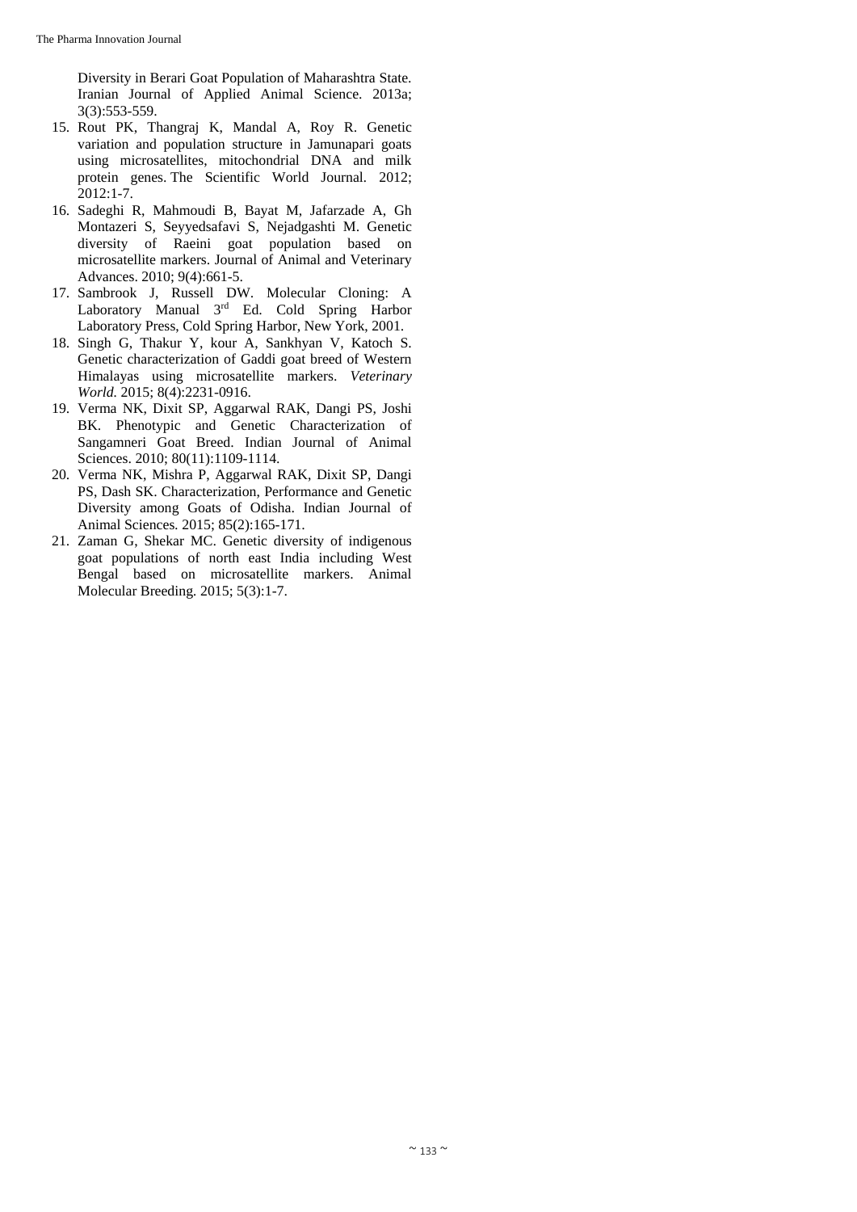Diversity in Berari Goat Population of Maharashtra State. Iranian Journal of Applied Animal Science. 2013a; 3(3):553-559.

15. Rout PK, Thangraj K, Mandal A, Roy R. Genetic variation and population structure in Jamunapari goats using microsatellites, mitochondrial DNA and milk protein genes. The Scientific World Journal. 2012; 2012:1-7.
16. Sadeghi R, Mahmoudi B, Bayat M, Jafarzade A, Gh Montazeri S, Seyyedsafavi S, Nejadgashti M. Genetic diversity of Raeini goat population based on microsatellite markers. Journal of Animal and Veterinary Advances. 2010; 9(4):661-5.
17. Sambrook J, Russell DW. Molecular Cloning: A Laboratory Manual 3rd Ed. Cold Spring Harbor Laboratory Press, Cold Spring Harbor, New York, 2001.
18. Singh G, Thakur Y, kour A, Sankhyan V, Katoch S. Genetic characterization of Gaddi goat breed of Western Himalayas using microsatellite markers. *Veterinary World.* 2015; 8(4):2231-0916.
19. Verma NK, Dixit SP, Aggarwal RAK, Dangi PS, Joshi BK. Phenotypic and Genetic Characterization of Sangamneri Goat Breed. Indian Journal of Animal Sciences. 2010; 80(11):1109-1114.
20. Verma NK, Mishra P, Aggarwal RAK, Dixit SP, Dangi PS, Dash SK. Characterization, Performance and Genetic Diversity among Goats of Odisha. Indian Journal of Animal Sciences. 2015; 85(2):165-171.
21. Zaman G, Shekar MC. Genetic diversity of indigenous goat populations of north east India including West Bengal based on microsatellite markers. Animal Molecular Breeding. 2015; 5(3):1-7.